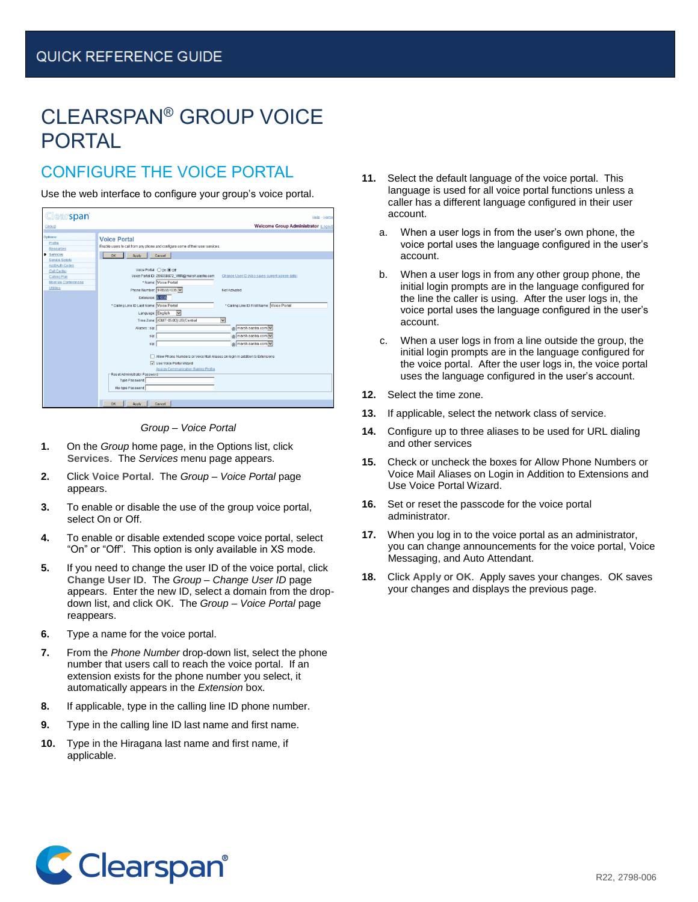QUICK REFERENCE GUIDE

# CLEARSPAN® GROUP VOICE PORTAL

## CONFIGURE THE VOICE PORTAL

Use the web interface to configure your group's voice portal.

*Group – Voice Portal*

1. On the *Group* home page, in the Options list, click **Services**. The *Services* menu page appears.
2. Click **Voice Portal**. The *Group – Voice Portal* page appears.
3. To enable or disable the use of the group voice portal, select On or Off.
4. To enable or disable extended scope voice portal, select "On" or "Off". This option is only available in XS mode.
5. If you need to change the user ID of the voice portal, click **Change User ID**. The *Group – Change User ID* page appears. Enter the new ID, select a domain from the drop-down list, and click **OK**. The *Group – Voice Portal* page reappears.
6. Type a name for the voice portal.
7. From the *Phone Number* drop-down list, select the phone number that users call to reach the voice portal. If an extension exists for the phone number you select, it automatically appears in the *Extension* box.
8. If applicable, type in the calling line ID phone number.
9. Type in the calling line ID last name and first name.
10. Type in the Hiragana last name and first name, if applicable.
11. Select the default language of the voice portal. This language is used for all voice portal functions unless a caller has a different language configured in their user account.
    a. When a user logs in from the user's own phone, the voice portal uses the language configured in the user's account.
    b. When a user logs in from any other group phone, the initial login prompts are in the language configured for the line the caller is using. After the user logs in, the voice portal uses the language configured in the user's account.
    c. When a user logs in from a line outside the group, the initial login prompts are in the language configured for the voice portal. After the user logs in, the voice portal uses the language configured in the user's account.
12. Select the time zone.
13. If applicable, select the network class of service.
14. Configure up to three aliases to be used for URL dialing and other services
15. Check or uncheck the boxes for Allow Phone Numbers or Voice Mail Aliases on Login in Addition to Extensions and Use Voice Portal Wizard.
16. Set or reset the passcode for the voice portal administrator.
17. When you log in to the voice portal as an administrator, you can change announcements for the voice portal, Voice Messaging, and Auto Attendant.
18. Click **Apply** or **OK**. Apply saves your changes. OK saves your changes and displays the previous page.

R22, 2798-006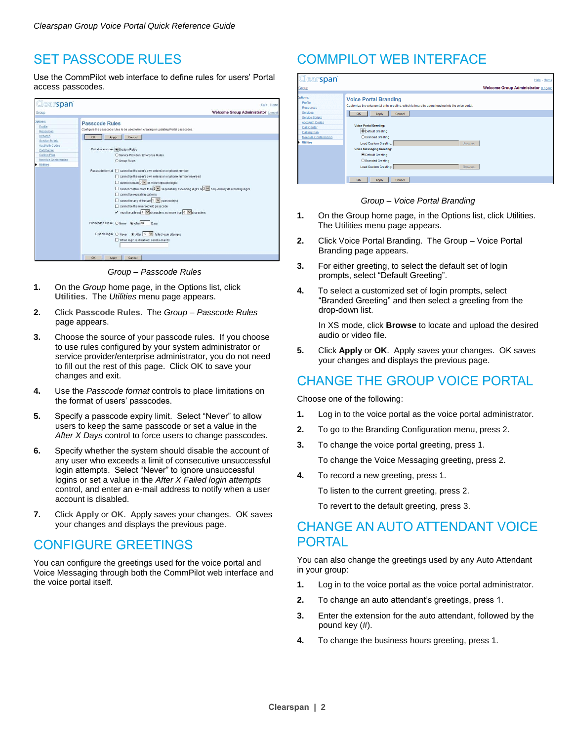## SET PASSCODE RULES

Use the CommPilot web interface to define rules for users' Portal access passcodes.

Group – Passcode Rules

1. On the *Group* home page, in the Options list, click **Utilities**. The *Utilities* menu page appears.
2. Click **Passcode Rules**. The *Group – Passcode Rules* page appears.
3. Choose the source of your passcode rules. If you choose to use rules configured by your system administrator or service provider/enterprise administrator, you do not need to fill out the rest of this page. Click **OK** to save your changes and exit.
4. Use the *Passcode format* controls to place limitations on the format of users' passcodes.
5. Specify a passcode expiry limit. Select "Never" to allow users to keep the same passcode or set a value in the *After X Days* control to force users to change passcodes.
6. Specify whether the system should disable the account of any user who exceeds a limit of consecutive unsuccessful login attempts. Select "Never" to ignore unsuccessful logins or set a value in the *After X Failed login attempts* control, and enter an e-mail address to notify when a user account is disabled.
7. Click **Apply** or **OK**. Apply saves your changes. OK saves your changes and displays the previous page.

## CONFIGURE GREETINGS

You can configure the greetings used for the voice portal and Voice Messaging through both the CommPilot web interface and the voice portal itself.

## COMMPILOT WEB INTERFACE

Group – Voice Portal Branding

1. On the Group home page, in the Options list, click Utilities. The Utilities menu page appears.
2. Click Voice Portal Branding. The Group – Voice Portal Branding page appears.
3. For either greeting, to select the default set of login prompts, select "Default Greeting".
4. To select a customized set of login prompts, select "Branded Greeting" and then select a greeting from the drop-down list.

   In XS mode, click **Browse** to locate and upload the desired audio or video file.
5. Click **Apply** or **OK**. Apply saves your changes. OK saves your changes and displays the previous page.

## CHANGE THE GROUP VOICE PORTAL

Choose one of the following:

1. Log in to the voice portal as the voice portal administrator.
2. To go to the Branding Configuration menu, press 2.
3. To change the voice portal greeting, press 1.

   To change the Voice Messaging greeting, press 2.
4. To record a new greeting, press 1.

   To listen to the current greeting, press 2.

   To revert to the default greeting, press 3.

## CHANGE AN AUTO ATTENDANT VOICE PORTAL

You can also change the greetings used by any Auto Attendant in your group:

1. Log in to the voice portal as the voice portal administrator.
2. To change an auto attendant's greetings, press 1.
3. Enter the extension for the auto attendant, followed by the pound key (#).
4. To change the business hours greeting, press 1.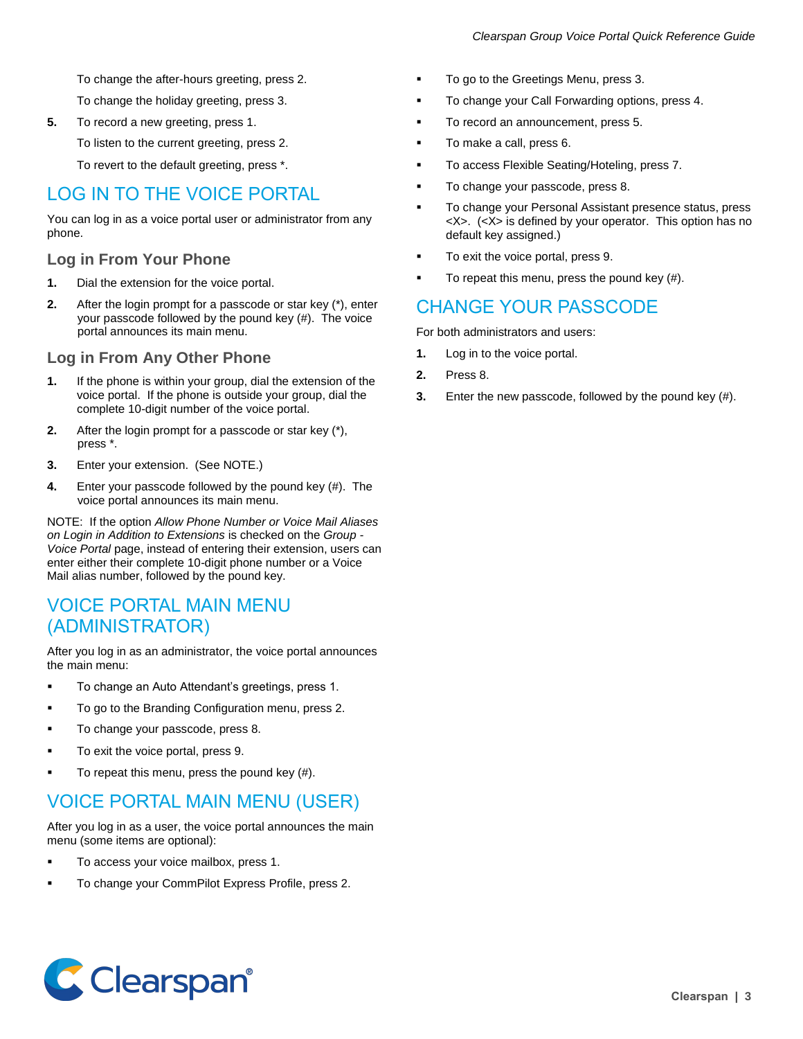To change the after-hours greeting, press 2.

To change the holiday greeting, press 3.

5. To record a new greeting, press 1.

   To listen to the current greeting, press 2.

   To revert to the default greeting, press *.

# LOG IN TO THE VOICE PORTAL

You can log in as a voice portal user or administrator from any phone.

## Log in From Your Phone

1. Dial the extension for the voice portal.
2. After the login prompt for a passcode or star key (*), enter your passcode followed by the pound key (#). The voice portal announces its main menu.

## Log in From Any Other Phone

1. If the phone is within your group, dial the extension of the voice portal. If the phone is outside your group, dial the complete 10-digit number of the voice portal.
2. After the login prompt for a passcode or star key (*), press *.
3. Enter your extension. (See NOTE.)
4. Enter your passcode followed by the pound key (#). The voice portal announces its main menu.

NOTE: If the option *Allow Phone Number or Voice Mail Aliases on Login in Addition to Extensions* is checked on the *Group - Voice Portal* page, instead of entering their extension, users can enter either their complete 10-digit phone number or a Voice Mail alias number, followed by the pound key.

# VOICE PORTAL MAIN MENU (ADMINISTRATOR)

After you log in as an administrator, the voice portal announces the main menu:

- To change an Auto Attendant's greetings, press 1.
- To go to the Branding Configuration menu, press 2.
- To change your passcode, press 8.
- To exit the voice portal, press 9.
- To repeat this menu, press the pound key (#).

# VOICE PORTAL MAIN MENU (USER)

After you log in as a user, the voice portal announces the main menu (some items are optional):

- To access your voice mailbox, press 1.
- To change your CommPilot Express Profile, press 2.
- To go to the Greetings Menu, press 3.
- To change your Call Forwarding options, press 4.
- To record an announcement, press 5.
- To make a call, press 6.
- To access Flexible Seating/Hoteling, press 7.
- To change your passcode, press 8.
- To change your Personal Assistant presence status, press <X>. (<X> is defined by your operator. This option has no default key assigned.)
- To exit the voice portal, press 9.
- To repeat this menu, press the pound key (#).

# CHANGE YOUR PASSCODE

For both administrators and users:

1. Log in to the voice portal.
2. Press 8.
3. Enter the new passcode, followed by the pound key (#).